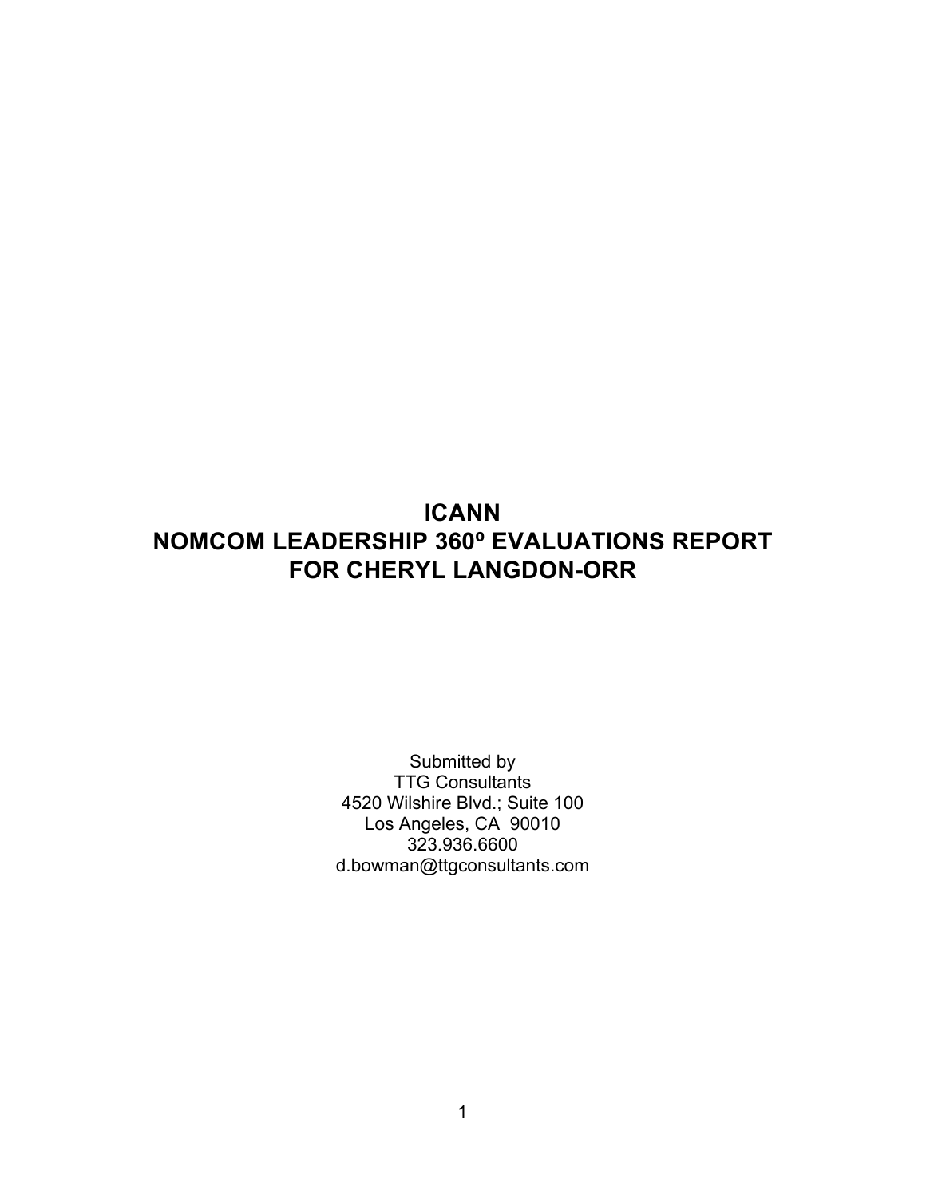# ICANN
# NOMCOM LEADERSHIP 360º EVALUATIONS REPORT
# FOR CHERYL LANGDON-ORR

Submitted by
TTG Consultants
4520 Wilshire Blvd.; Suite 100
Los Angeles, CA 90010
323.936.6600
d.bowman@ttgconsultants.com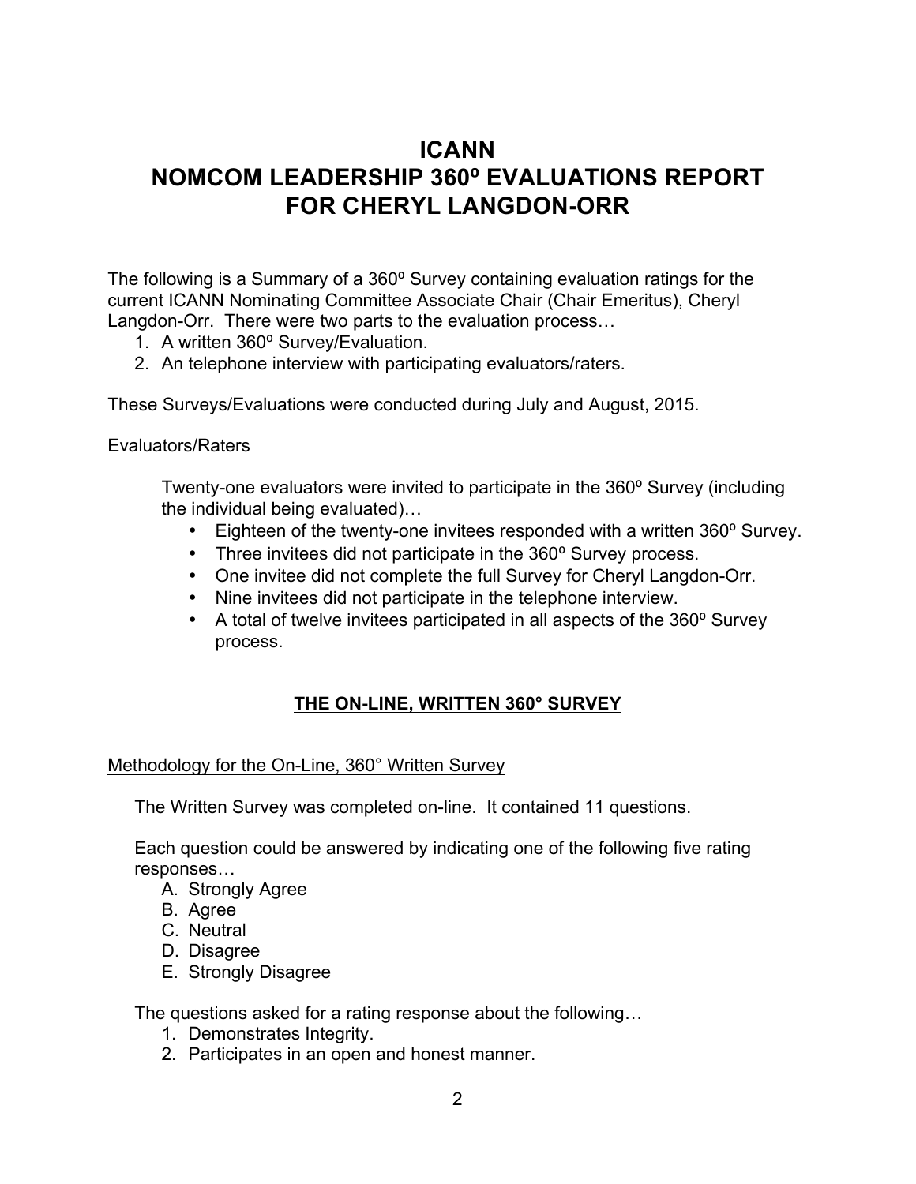# ICANN
# NOMCOM LEADERSHIP 360º EVALUATIONS REPORT
# FOR CHERYL LANGDON-ORR

The following is a Summary of a 360º Survey containing evaluation ratings for the current ICANN Nominating Committee Associate Chair (Chair Emeritus), Cheryl Langdon-Orr. There were two parts to the evaluation process…

1. A written 360º Survey/Evaluation.
2. An telephone interview with participating evaluators/raters.

These Surveys/Evaluations were conducted during July and August, 2015.

<u>Evaluators/Raters</u>

Twenty-one evaluators were invited to participate in the 360º Survey (including the individual being evaluated)…

- Eighteen of the twenty-one invitees responded with a written 360º Survey.
- Three invitees did not participate in the 360º Survey process.
- One invitee did not complete the full Survey for Cheryl Langdon-Orr.
- Nine invitees did not participate in the telephone interview.
- A total of twelve invitees participated in all aspects of the 360º Survey process.

## THE ON-LINE, WRITTEN 360° SURVEY

<u>Methodology for the On-Line, 360° Written Survey</u>

The Written Survey was completed on-line. It contained 11 questions.

Each question could be answered by indicating one of the following five rating responses…

A. Strongly Agree
B. Agree
C. Neutral
D. Disagree
E. Strongly Disagree

The questions asked for a rating response about the following…

1. Demonstrates Integrity.
2. Participates in an open and honest manner.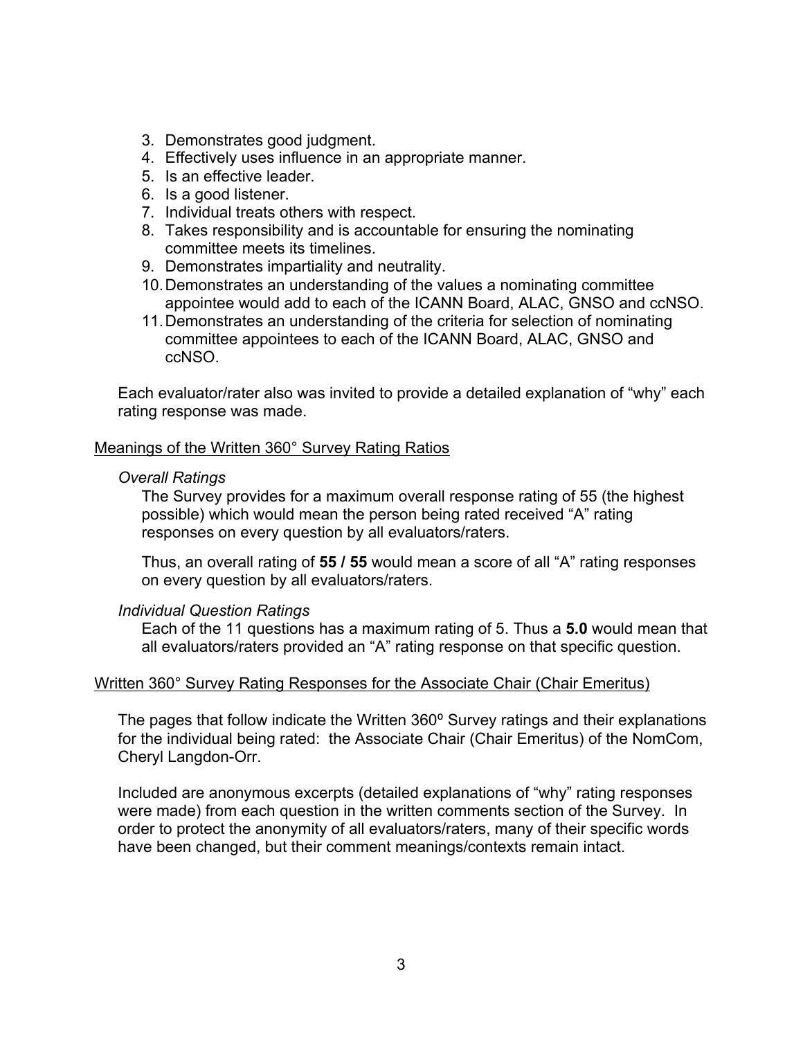3. Demonstrates good judgment.
4. Effectively uses influence in an appropriate manner.
5. Is an effective leader.
6. Is a good listener.
7. Individual treats others with respect.
8. Takes responsibility and is accountable for ensuring the nominating committee meets its timelines.
9. Demonstrates impartiality and neutrality.
10. Demonstrates an understanding of the values a nominating committee appointee would add to each of the ICANN Board, ALAC, GNSO and ccNSO.
11. Demonstrates an understanding of the criteria for selection of nominating committee appointees to each of the ICANN Board, ALAC, GNSO and ccNSO.

Each evaluator/rater also was invited to provide a detailed explanation of "why" each rating response was made.

<u>Meanings of the Written 360° Survey Rating Ratios</u>

*Overall Ratings*

The Survey provides for a maximum overall response rating of 55 (the highest possible) which would mean the person being rated received "A" rating responses on every question by all evaluators/raters.

Thus, an overall rating of **55 / 55** would mean a score of all "A" rating responses on every question by all evaluators/raters.

*Individual Question Ratings*

Each of the 11 questions has a maximum rating of 5. Thus a **5.0** would mean that all evaluators/raters provided an "A" rating response on that specific question.

<u>Written 360° Survey Rating Responses for the Associate Chair (Chair Emeritus)</u>

The pages that follow indicate the Written 360º Survey ratings and their explanations for the individual being rated: the Associate Chair (Chair Emeritus) of the NomCom, Cheryl Langdon-Orr.

Included are anonymous excerpts (detailed explanations of "why" rating responses were made) from each question in the written comments section of the Survey. In order to protect the anonymity of all evaluators/raters, many of their specific words have been changed, but their comment meanings/contexts remain intact.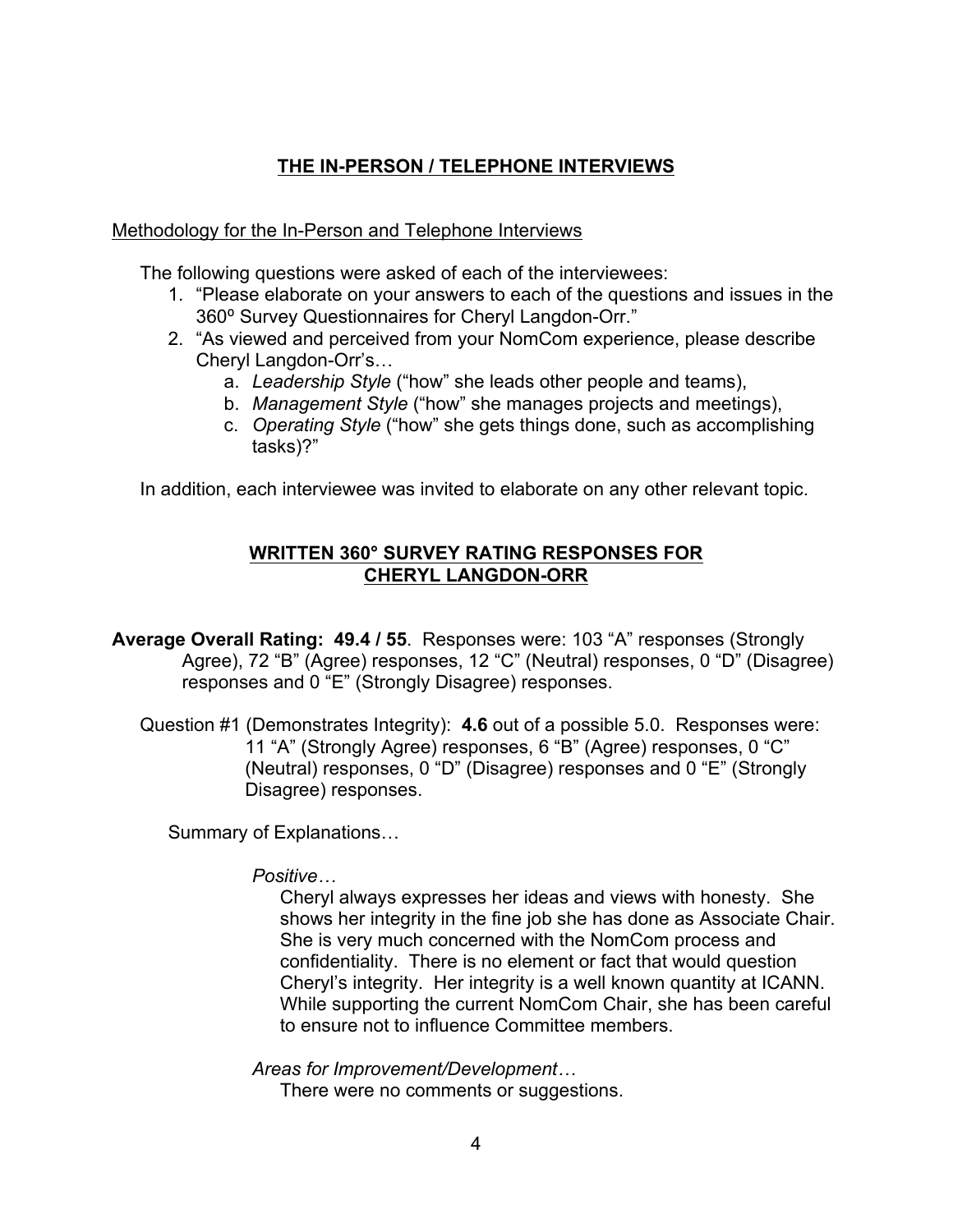## THE IN-PERSON / TELEPHONE INTERVIEWS

Methodology for the In-Person and Telephone Interviews

The following questions were asked of each of the interviewees:

1. "Please elaborate on your answers to each of the questions and issues in the 360º Survey Questionnaires for Cheryl Langdon-Orr."
2. "As viewed and perceived from your NomCom experience, please describe Cheryl Langdon-Orr's…
   a. *Leadership Style* ("how" she leads other people and teams),
   b. *Management Style* ("how" she manages projects and meetings),
   c. *Operating Style* ("how" she gets things done, such as accomplishing tasks)?"

In addition, each interviewee was invited to elaborate on any other relevant topic.

## WRITTEN 360° SURVEY RATING RESPONSES FOR CHERYL LANGDON-ORR

**Average Overall Rating: 49.4 / 55**. Responses were: 103 "A" responses (Strongly Agree), 72 "B" (Agree) responses, 12 "C" (Neutral) responses, 0 "D" (Disagree) responses and 0 "E" (Strongly Disagree) responses.

Question #1 (Demonstrates Integrity): **4.6** out of a possible 5.0. Responses were: 11 "A" (Strongly Agree) responses, 6 "B" (Agree) responses, 0 "C" (Neutral) responses, 0 "D" (Disagree) responses and 0 "E" (Strongly Disagree) responses.

Summary of Explanations…

*Positive…*

Cheryl always expresses her ideas and views with honesty. She shows her integrity in the fine job she has done as Associate Chair. She is very much concerned with the NomCom process and confidentiality. There is no element or fact that would question Cheryl's integrity. Her integrity is a well known quantity at ICANN. While supporting the current NomCom Chair, she has been careful to ensure not to influence Committee members.

*Areas for Improvement/Development…*

There were no comments or suggestions.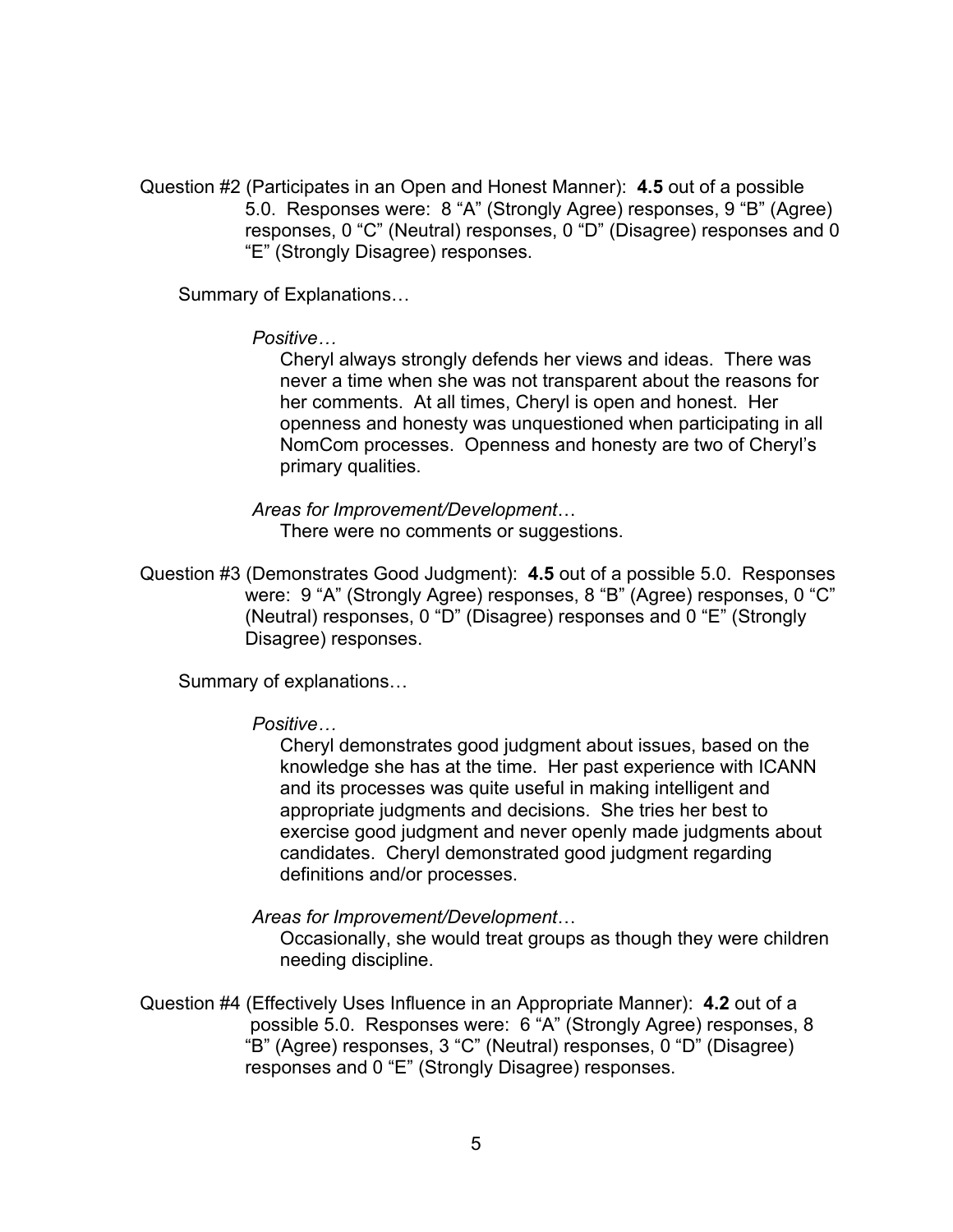Question #2 (Participates in an Open and Honest Manner): **4.5** out of a possible 5.0. Responses were: 8 "A" (Strongly Agree) responses, 9 "B" (Agree) responses, 0 "C" (Neutral) responses, 0 "D" (Disagree) responses and 0 "E" (Strongly Disagree) responses.

Summary of Explanations…

*Positive…*

Cheryl always strongly defends her views and ideas. There was never a time when she was not transparent about the reasons for her comments. At all times, Cheryl is open and honest. Her openness and honesty was unquestioned when participating in all NomCom processes. Openness and honesty are two of Cheryl's primary qualities.

*Areas for Improvement/Development…*

There were no comments or suggestions.

Question #3 (Demonstrates Good Judgment): **4.5** out of a possible 5.0. Responses were: 9 "A" (Strongly Agree) responses, 8 "B" (Agree) responses, 0 "C" (Neutral) responses, 0 "D" (Disagree) responses and 0 "E" (Strongly Disagree) responses.

Summary of explanations…

*Positive…*

Cheryl demonstrates good judgment about issues, based on the knowledge she has at the time. Her past experience with ICANN and its processes was quite useful in making intelligent and appropriate judgments and decisions. She tries her best to exercise good judgment and never openly made judgments about candidates. Cheryl demonstrated good judgment regarding definitions and/or processes.

*Areas for Improvement/Development…*

Occasionally, she would treat groups as though they were children needing discipline.

Question #4 (Effectively Uses Influence in an Appropriate Manner): **4.2** out of a possible 5.0. Responses were: 6 "A" (Strongly Agree) responses, 8 "B" (Agree) responses, 3 "C" (Neutral) responses, 0 "D" (Disagree) responses and 0 "E" (Strongly Disagree) responses.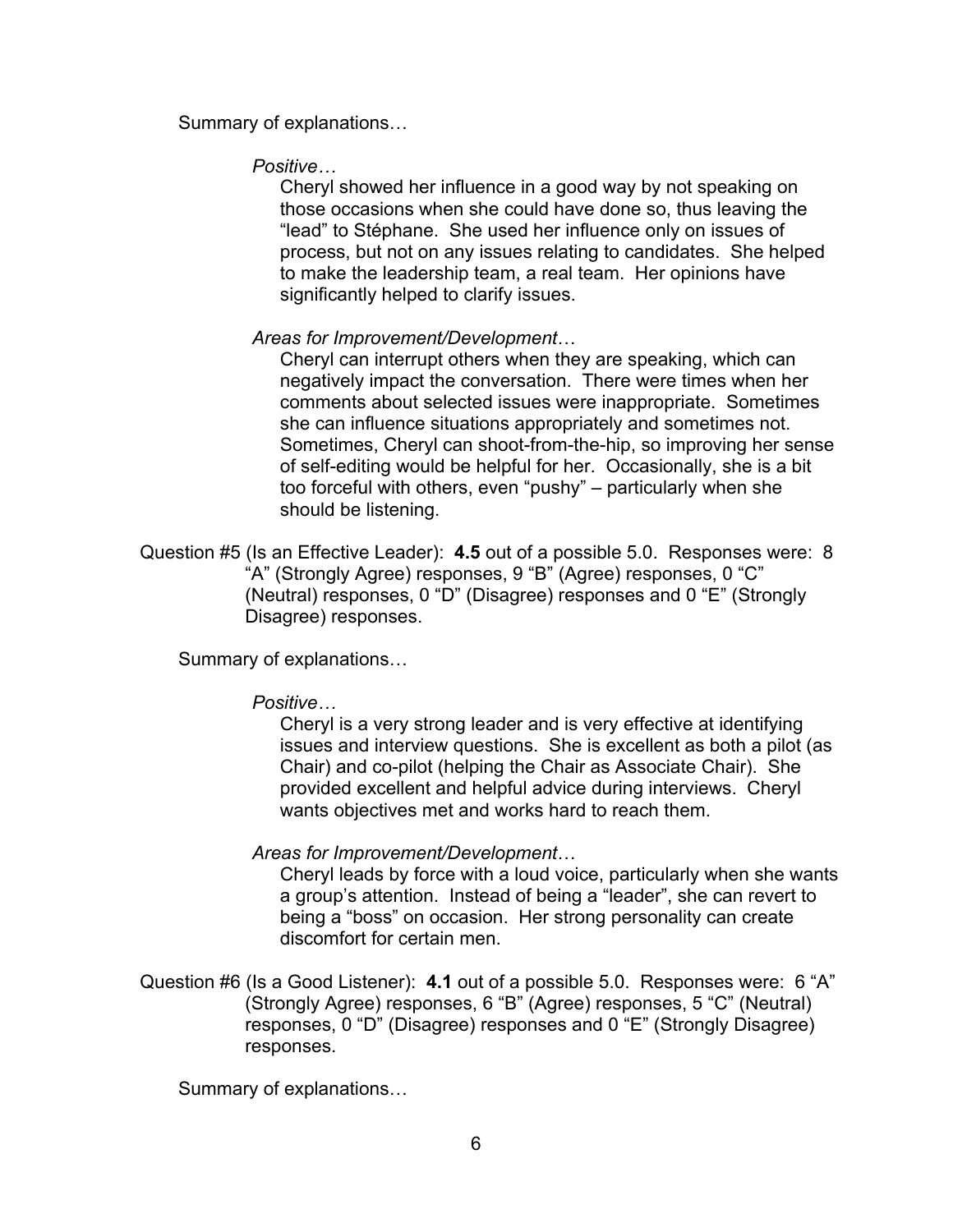Summary of explanations…

*Positive…*

Cheryl showed her influence in a good way by not speaking on those occasions when she could have done so, thus leaving the "lead" to Stéphane. She used her influence only on issues of process, but not on any issues relating to candidates. She helped to make the leadership team, a real team. Her opinions have significantly helped to clarify issues.

*Areas for Improvement/Development…*

Cheryl can interrupt others when they are speaking, which can negatively impact the conversation. There were times when her comments about selected issues were inappropriate. Sometimes she can influence situations appropriately and sometimes not. Sometimes, Cheryl can shoot-from-the-hip, so improving her sense of self-editing would be helpful for her. Occasionally, she is a bit too forceful with others, even "pushy" – particularly when she should be listening.

Question #5 (Is an Effective Leader): **4.5** out of a possible 5.0. Responses were: 8 "A" (Strongly Agree) responses, 9 "B" (Agree) responses, 0 "C" (Neutral) responses, 0 "D" (Disagree) responses and 0 "E" (Strongly Disagree) responses.

Summary of explanations…

*Positive…*

Cheryl is a very strong leader and is very effective at identifying issues and interview questions. She is excellent as both a pilot (as Chair) and co-pilot (helping the Chair as Associate Chair). She provided excellent and helpful advice during interviews. Cheryl wants objectives met and works hard to reach them.

*Areas for Improvement/Development…*

Cheryl leads by force with a loud voice, particularly when she wants a group's attention. Instead of being a "leader", she can revert to being a "boss" on occasion. Her strong personality can create discomfort for certain men.

Question #6 (Is a Good Listener): **4.1** out of a possible 5.0. Responses were: 6 "A" (Strongly Agree) responses, 6 "B" (Agree) responses, 5 "C" (Neutral) responses, 0 "D" (Disagree) responses and 0 "E" (Strongly Disagree) responses.

Summary of explanations…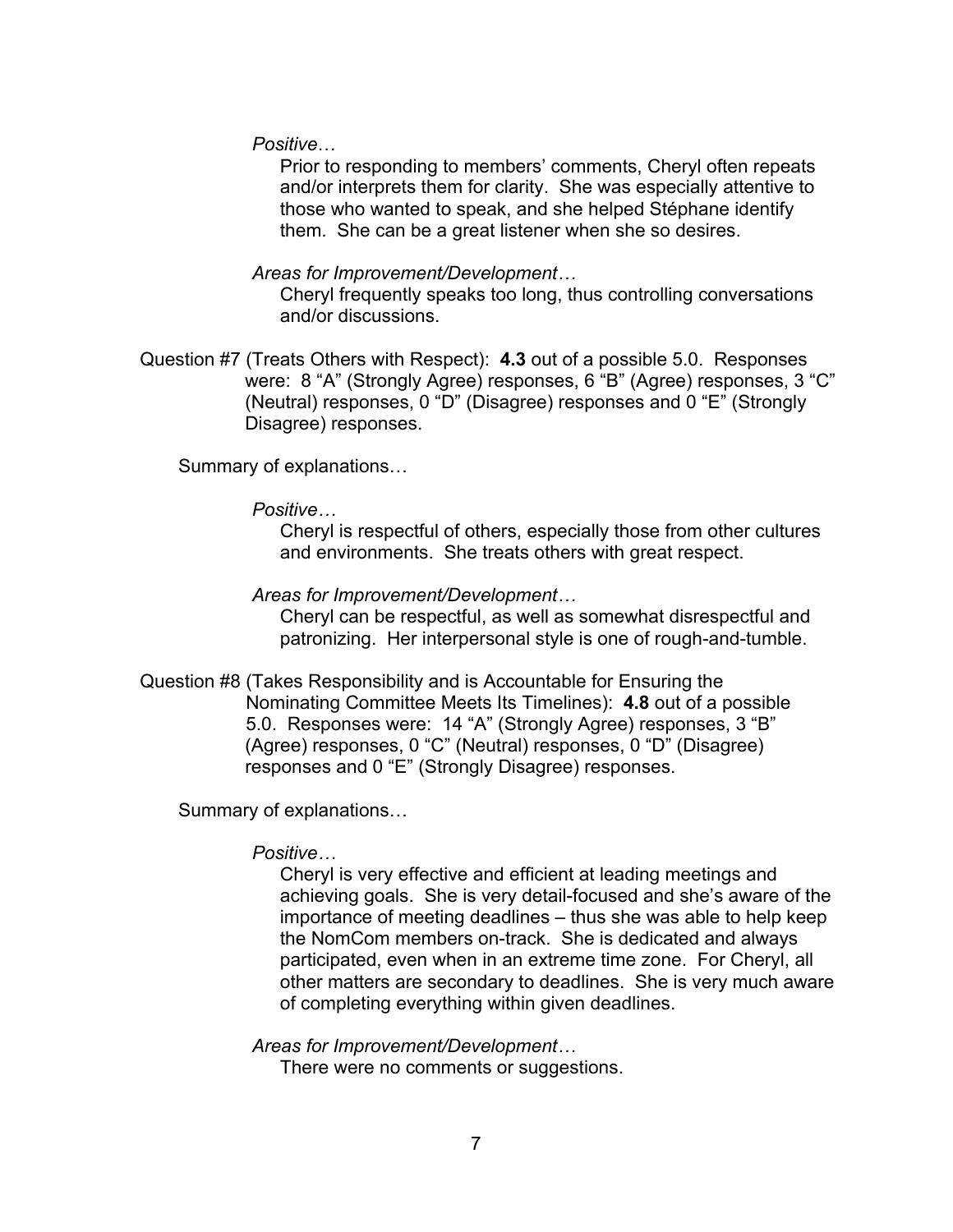*Positive…*

Prior to responding to members' comments, Cheryl often repeats and/or interprets them for clarity. She was especially attentive to those who wanted to speak, and she helped Stéphane identify them. She can be a great listener when she so desires.

*Areas for Improvement/Development…*

Cheryl frequently speaks too long, thus controlling conversations and/or discussions.

Question #7 (Treats Others with Respect): **4.3** out of a possible 5.0. Responses were: 8 "A" (Strongly Agree) responses, 6 "B" (Agree) responses, 3 "C" (Neutral) responses, 0 "D" (Disagree) responses and 0 "E" (Strongly Disagree) responses.

Summary of explanations…

*Positive…*

Cheryl is respectful of others, especially those from other cultures and environments. She treats others with great respect.

*Areas for Improvement/Development…*

Cheryl can be respectful, as well as somewhat disrespectful and patronizing. Her interpersonal style is one of rough-and-tumble.

Question #8 (Takes Responsibility and is Accountable for Ensuring the Nominating Committee Meets Its Timelines): **4.8** out of a possible 5.0. Responses were: 14 "A" (Strongly Agree) responses, 3 "B" (Agree) responses, 0 "C" (Neutral) responses, 0 "D" (Disagree) responses and 0 "E" (Strongly Disagree) responses.

Summary of explanations…

*Positive…*

Cheryl is very effective and efficient at leading meetings and achieving goals. She is very detail-focused and she's aware of the importance of meeting deadlines – thus she was able to help keep the NomCom members on-track. She is dedicated and always participated, even when in an extreme time zone. For Cheryl, all other matters are secondary to deadlines. She is very much aware of completing everything within given deadlines.

*Areas for Improvement/Development…*

There were no comments or suggestions.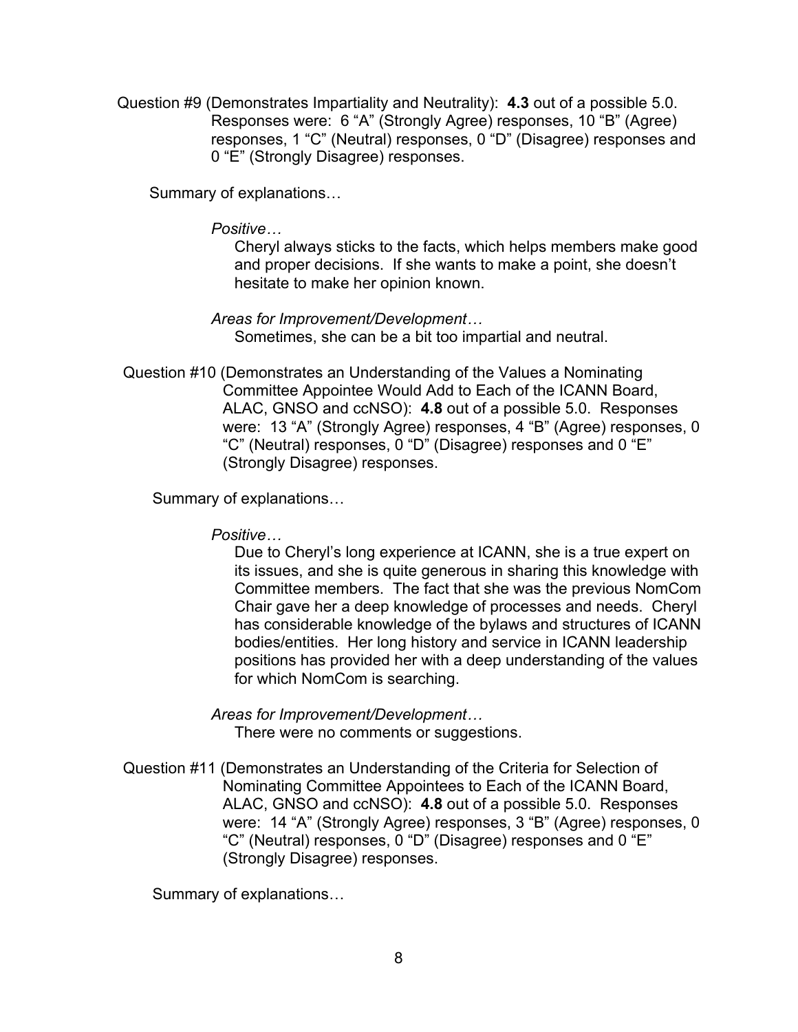Question #9 (Demonstrates Impartiality and Neutrality): **4.3** out of a possible 5.0. Responses were: 6 "A" (Strongly Agree) responses, 10 "B" (Agree) responses, 1 "C" (Neutral) responses, 0 "D" (Disagree) responses and 0 "E" (Strongly Disagree) responses.

Summary of explanations…

*Positive…*

Cheryl always sticks to the facts, which helps members make good and proper decisions. If she wants to make a point, she doesn't hesitate to make her opinion known.

*Areas for Improvement/Development…*

Sometimes, she can be a bit too impartial and neutral.

Question #10 (Demonstrates an Understanding of the Values a Nominating Committee Appointee Would Add to Each of the ICANN Board, ALAC, GNSO and ccNSO): **4.8** out of a possible 5.0. Responses were: 13 "A" (Strongly Agree) responses, 4 "B" (Agree) responses, 0 "C" (Neutral) responses, 0 "D" (Disagree) responses and 0 "E" (Strongly Disagree) responses.

Summary of explanations…

*Positive…*

Due to Cheryl's long experience at ICANN, she is a true expert on its issues, and she is quite generous in sharing this knowledge with Committee members. The fact that she was the previous NomCom Chair gave her a deep knowledge of processes and needs. Cheryl has considerable knowledge of the bylaws and structures of ICANN bodies/entities. Her long history and service in ICANN leadership positions has provided her with a deep understanding of the values for which NomCom is searching.

*Areas for Improvement/Development…*

There were no comments or suggestions.

Question #11 (Demonstrates an Understanding of the Criteria for Selection of Nominating Committee Appointees to Each of the ICANN Board, ALAC, GNSO and ccNSO): **4.8** out of a possible 5.0. Responses were: 14 "A" (Strongly Agree) responses, 3 "B" (Agree) responses, 0 "C" (Neutral) responses, 0 "D" (Disagree) responses and 0 "E" (Strongly Disagree) responses.

Summary of explanations…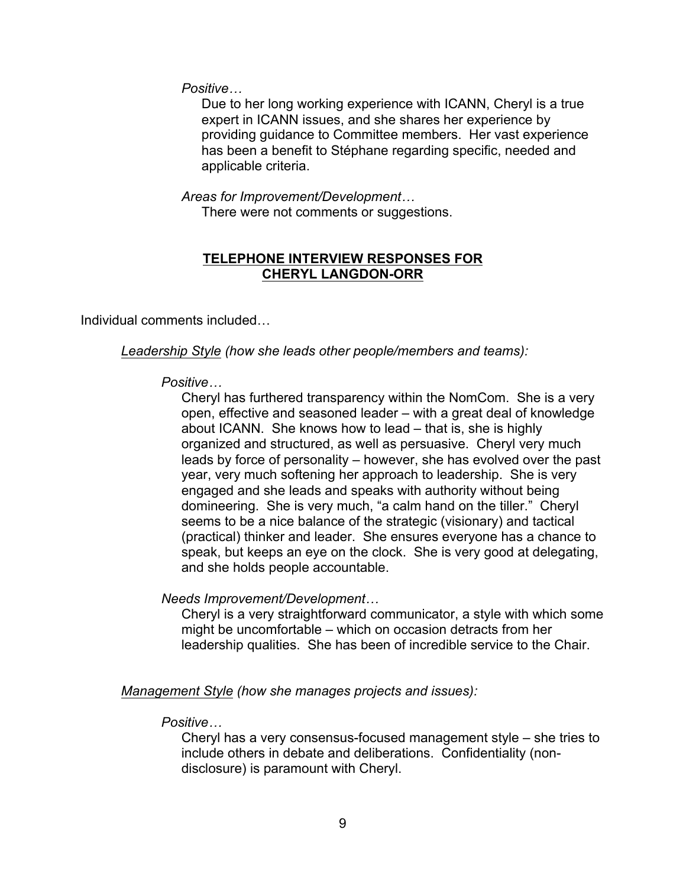*Positive…*

Due to her long working experience with ICANN, Cheryl is a true expert in ICANN issues, and she shares her experience by providing guidance to Committee members. Her vast experience has been a benefit to Stéphane regarding specific, needed and applicable criteria.

*Areas for Improvement/Development…*

There were not comments or suggestions.

## **TELEPHONE INTERVIEW RESPONSES FOR CHERYL LANGDON-ORR**

Individual comments included…

<u>Leadership Style</u> *(how she leads other people/members and teams):*

*Positive…*

Cheryl has furthered transparency within the NomCom. She is a very open, effective and seasoned leader – with a great deal of knowledge about ICANN. She knows how to lead – that is, she is highly organized and structured, as well as persuasive. Cheryl very much leads by force of personality – however, she has evolved over the past year, very much softening her approach to leadership. She is very engaged and she leads and speaks with authority without being domineering. She is very much, "a calm hand on the tiller." Cheryl seems to be a nice balance of the strategic (visionary) and tactical (practical) thinker and leader. She ensures everyone has a chance to speak, but keeps an eye on the clock. She is very good at delegating, and she holds people accountable.

*Needs Improvement/Development…*

Cheryl is a very straightforward communicator, a style with which some might be uncomfortable – which on occasion detracts from her leadership qualities. She has been of incredible service to the Chair.

<u>Management Style</u> *(how she manages projects and issues):*

*Positive…*

Cheryl has a very consensus-focused management style – she tries to include others in debate and deliberations. Confidentiality (non-disclosure) is paramount with Cheryl.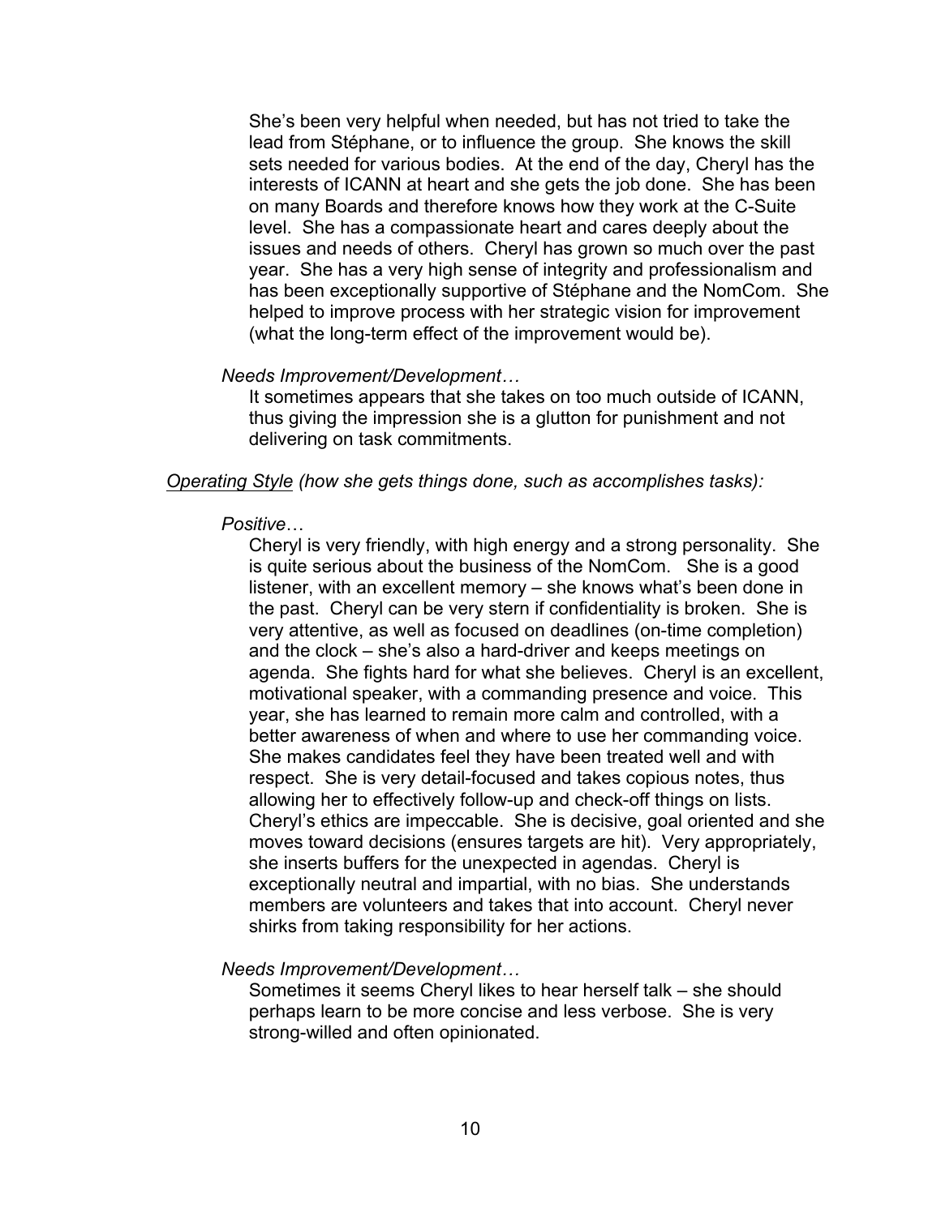She's been very helpful when needed, but has not tried to take the lead from Stéphane, or to influence the group. She knows the skill sets needed for various bodies. At the end of the day, Cheryl has the interests of ICANN at heart and she gets the job done. She has been on many Boards and therefore knows how they work at the C-Suite level. She has a compassionate heart and cares deeply about the issues and needs of others. Cheryl has grown so much over the past year. She has a very high sense of integrity and professionalism and has been exceptionally supportive of Stéphane and the NomCom. She helped to improve process with her strategic vision for improvement (what the long-term effect of the improvement would be).

*Needs Improvement/Development…*

It sometimes appears that she takes on too much outside of ICANN, thus giving the impression she is a glutton for punishment and not delivering on task commitments.

*<u>Operating Style</u> (how she gets things done, such as accomplishes tasks):*

*Positive…*

Cheryl is very friendly, with high energy and a strong personality. She is quite serious about the business of the NomCom. She is a good listener, with an excellent memory – she knows what's been done in the past. Cheryl can be very stern if confidentiality is broken. She is very attentive, as well as focused on deadlines (on-time completion) and the clock – she's also a hard-driver and keeps meetings on agenda. She fights hard for what she believes. Cheryl is an excellent, motivational speaker, with a commanding presence and voice. This year, she has learned to remain more calm and controlled, with a better awareness of when and where to use her commanding voice. She makes candidates feel they have been treated well and with respect. She is very detail-focused and takes copious notes, thus allowing her to effectively follow-up and check-off things on lists. Cheryl's ethics are impeccable. She is decisive, goal oriented and she moves toward decisions (ensures targets are hit). Very appropriately, she inserts buffers for the unexpected in agendas. Cheryl is exceptionally neutral and impartial, with no bias. She understands members are volunteers and takes that into account. Cheryl never shirks from taking responsibility for her actions.

*Needs Improvement/Development…*

Sometimes it seems Cheryl likes to hear herself talk – she should perhaps learn to be more concise and less verbose. She is very strong-willed and often opinionated.